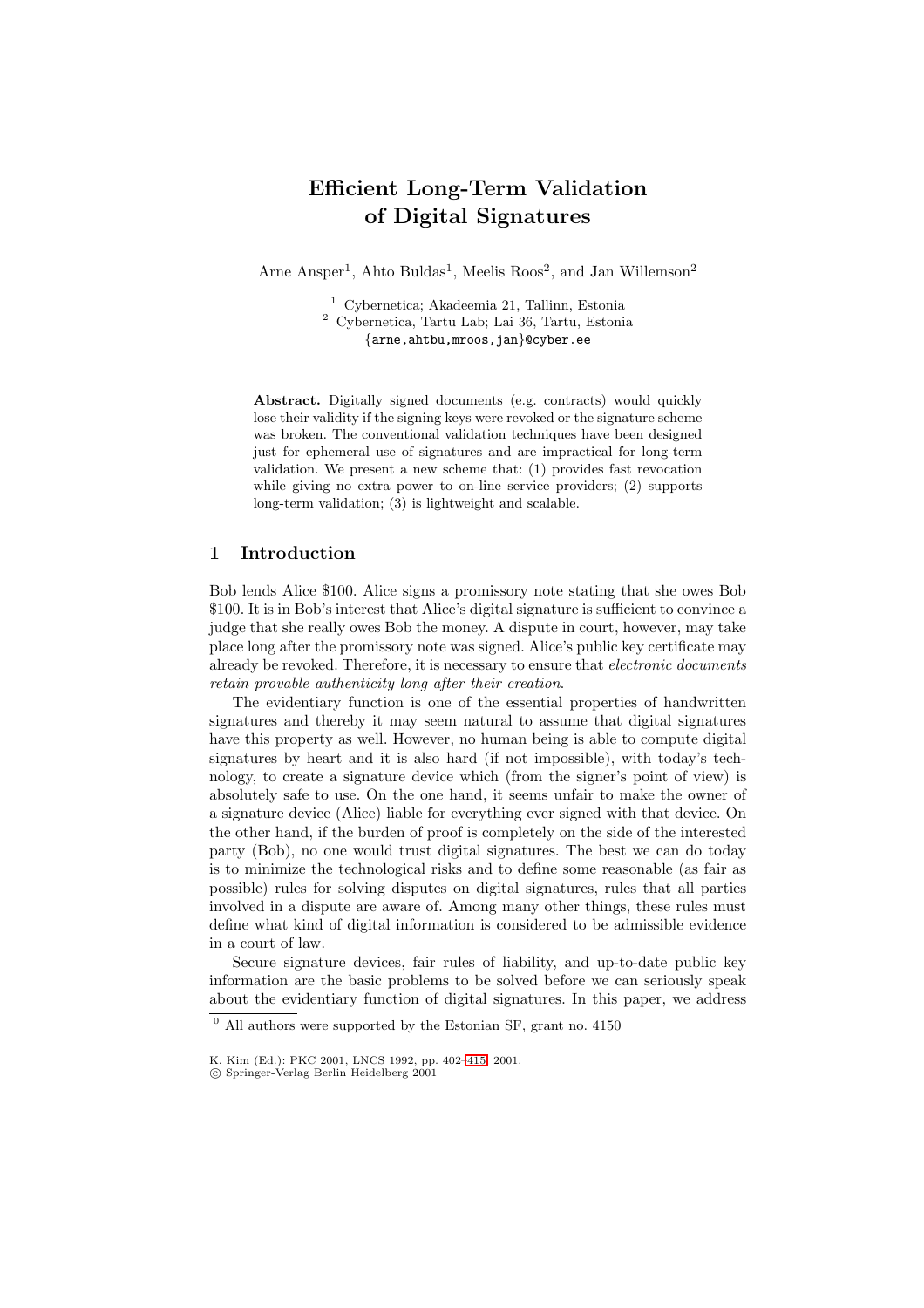# Efficient Long-Term Validation of Digital Signatures

Arne Ansper[1], Ahto Buldas[1], Meelis Roos[2], and Jan Willemson[2]

[1] Cybernetica; Akadeemia 21, Tallinn, Estonia
[2] Cybernetica, Tartu Lab; Lai 36, Tartu, Estonia
{arne,ahtbu,mroos,jan}@cyber.ee

**Abstract.** Digitally signed documents (e.g. contracts) would quickly lose their validity if the signing keys were revoked or the signature scheme was broken. The conventional validation techniques have been designed just for ephemeral use of signatures and are impractical for long-term validation. We present a new scheme that: (1) provides fast revocation while giving no extra power to on-line service providers; (2) supports long-term validation; (3) is lightweight and scalable.

## 1 Introduction

Bob lends Alice $100. Alice signs a promissory note stating that she owes Bob $100. It is in Bob's interest that Alice's digital signature is sufficient to convince a judge that she really owes Bob the money. A dispute in court, however, may take place long after the promissory note was signed. Alice's public key certificate may already be revoked. Therefore, it is necessary to ensure that *electronic documents retain provable authenticity long after their creation*.

The evidentiary function is one of the essential properties of handwritten signatures and thereby it may seem natural to assume that digital signatures have this property as well. However, no human being is able to compute digital signatures by heart and it is also hard (if not impossible), with today's technology, to create a signature device which (from the signer's point of view) is absolutely safe to use. On the one hand, it seems unfair to make the owner of a signature device (Alice) liable for everything ever signed with that device. On the other hand, if the burden of proof is completely on the side of the interested party (Bob), no one would trust digital signatures. The best we can do today is to minimize the technological risks and to define some reasonable (as fair as possible) rules for solving disputes on digital signatures, rules that all parties involved in a dispute are aware of. Among many other things, these rules must define what kind of digital information is considered to be admissible evidence in a court of law.

Secure signature devices, fair rules of liability, and up-to-date public key information are the basic problems to be solved before we can seriously speak about the evidentiary function of digital signatures. In this paper, we address

[0] All authors were supported by the Estonian SF, grant no. 4150

K. Kim (Ed.): PKC 2001, LNCS 1992, pp. 402–415, 2001.
© Springer-Verlag Berlin Heidelberg 2001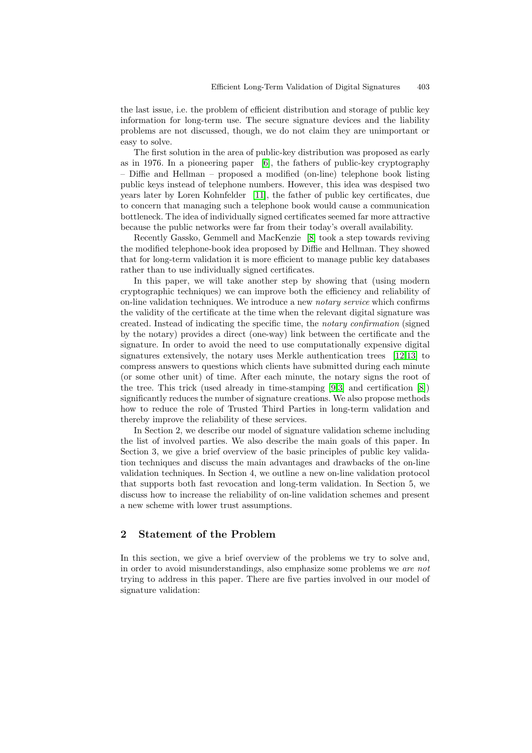the last issue, i.e. the problem of efficient distribution and storage of public key information for long-term use. The secure signature devices and the liability problems are not discussed, though, we do not claim they are unimportant or easy to solve.

The first solution in the area of public-key distribution was proposed as early as in 1976. In a pioneering paper [6], the fathers of public-key cryptography – Diffie and Hellman – proposed a modified (on-line) telephone book listing public keys instead of telephone numbers. However, this idea was despised two years later by Loren Kohnfelder [11], the father of public key certificates, due to concern that managing such a telephone book would cause a communication bottleneck. The idea of individually signed certificates seemed far more attractive because the public networks were far from their today's overall availability.

Recently Gassko, Gemmell and MacKenzie [8] took a step towards reviving the modified telephone-book idea proposed by Diffie and Hellman. They showed that for long-term validation it is more efficient to manage public key databases rather than to use individually signed certificates.

In this paper, we will take another step by showing that (using modern cryptographic techniques) we can improve both the efficiency and reliability of on-line validation techniques. We introduce a new *notary service* which confirms the validity of the certificate at the time when the relevant digital signature was created. Instead of indicating the specific time, the *notary confirmation* (signed by the notary) provides a direct (one-way) link between the certificate and the signature. In order to avoid the need to use computationally expensive digital signatures extensively, the notary uses Merkle authentication trees [12,13] to compress answers to questions which clients have submitted during each minute (or some other unit) of time. After each minute, the notary signs the root of the tree. This trick (used already in time-stamping [9,3] and certification [8]) significantly reduces the number of signature creations. We also propose methods how to reduce the role of Trusted Third Parties in long-term validation and thereby improve the reliability of these services.

In Section 2, we describe our model of signature validation scheme including the list of involved parties. We also describe the main goals of this paper. In Section 3, we give a brief overview of the basic principles of public key validation techniques and discuss the main advantages and drawbacks of the on-line validation techniques. In Section 4, we outline a new on-line validation protocol that supports both fast revocation and long-term validation. In Section 5, we discuss how to increase the reliability of on-line validation schemes and present a new scheme with lower trust assumptions.

## 2 Statement of the Problem

In this section, we give a brief overview of the problems we try to solve and, in order to avoid misunderstandings, also emphasize some problems we *are not* trying to address in this paper. There are five parties involved in our model of signature validation: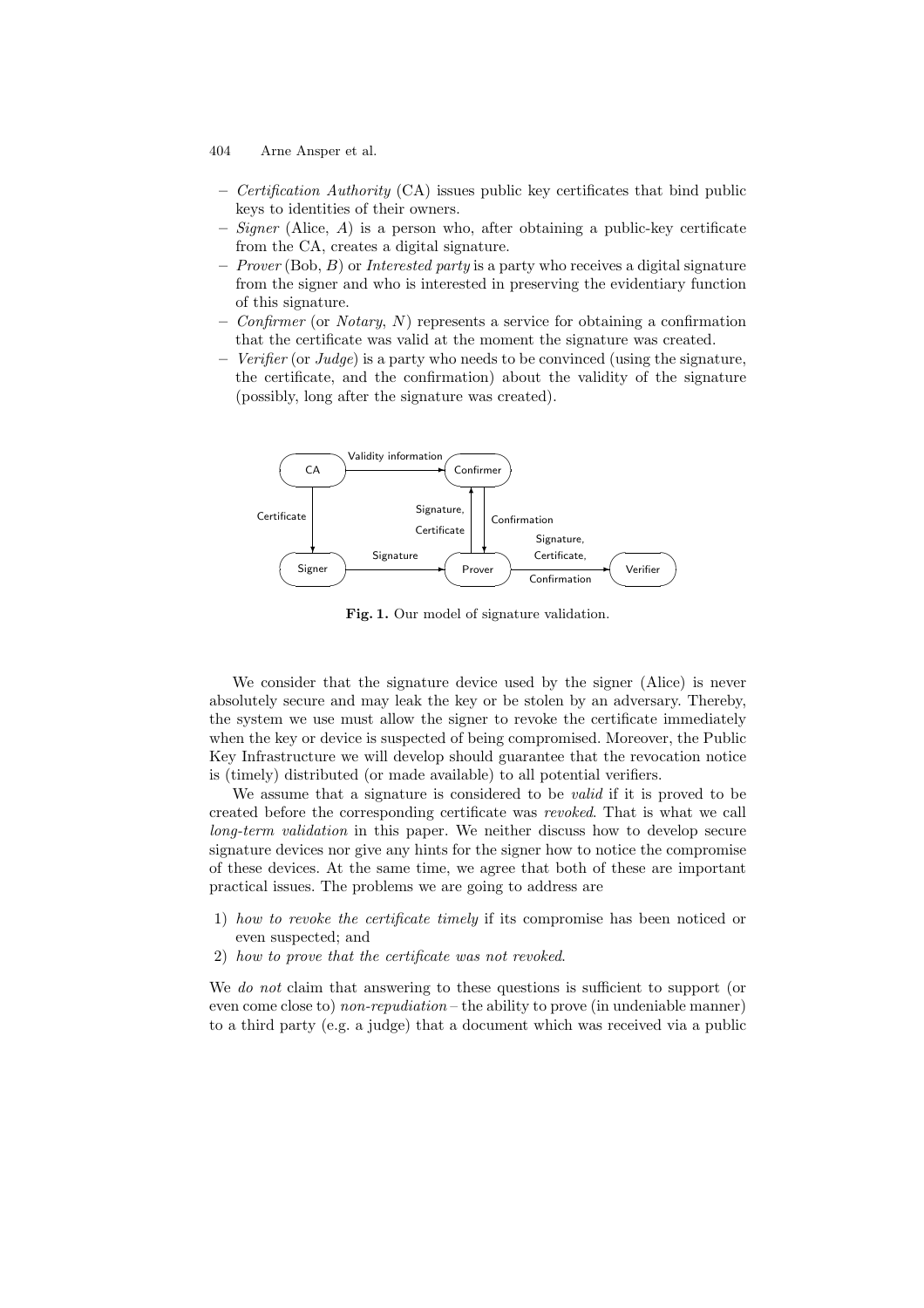- *Certification Authority* (CA) issues public key certificates that bind public keys to identities of their owners.
- *Signer* (Alice, $A$) is a person who, after obtaining a public-key certificate from the CA, creates a digital signature.
- *Prover* (Bob, $B$) or *Interested party* is a party who receives a digital signature from the signer and who is interested in preserving the evidentiary function of this signature.
- *Confirmer* (or *Notary*, $N$) represents a service for obtaining a confirmation that the certificate was valid at the moment the signature was created.
- *Verifier* (or *Judge*) is a party who needs to be convinced (using the signature, the certificate, and the confirmation) about the validity of the signature (possibly, long after the signature was created).

CA
Validity information
Confirmer
Certificate
Signature,
Certificate
Confirmation
Signature,
Certificate,
Signer
Signature
Prover
Confirmation
Verifier

**Fig. 1.** Our model of signature validation.

We consider that the signature device used by the signer (Alice) is never absolutely secure and may leak the key or be stolen by an adversary. Thereby, the system we use must allow the signer to revoke the certificate immediately when the key or device is suspected of being compromised. Moreover, the Public Key Infrastructure we will develop should guarantee that the revocation notice is (timely) distributed (or made available) to all potential verifiers.

We assume that a signature is considered to be *valid* if it is proved to be created before the corresponding certificate was *revoked*. That is what we call *long-term validation* in this paper. We neither discuss how to develop secure signature devices nor give any hints for the signer how to notice the compromise of these devices. At the same time, we agree that both of these are important practical issues. The problems we are going to address are

1) *how to revoke the certificate timely* if its compromise has been noticed or even suspected; and
2) *how to prove that the certificate was not revoked*.

We *do not* claim that answering to these questions is sufficient to support (or even come close to) *non-repudiation* – the ability to prove (in undeniable manner) to a third party (e.g. a judge) that a document which was received via a public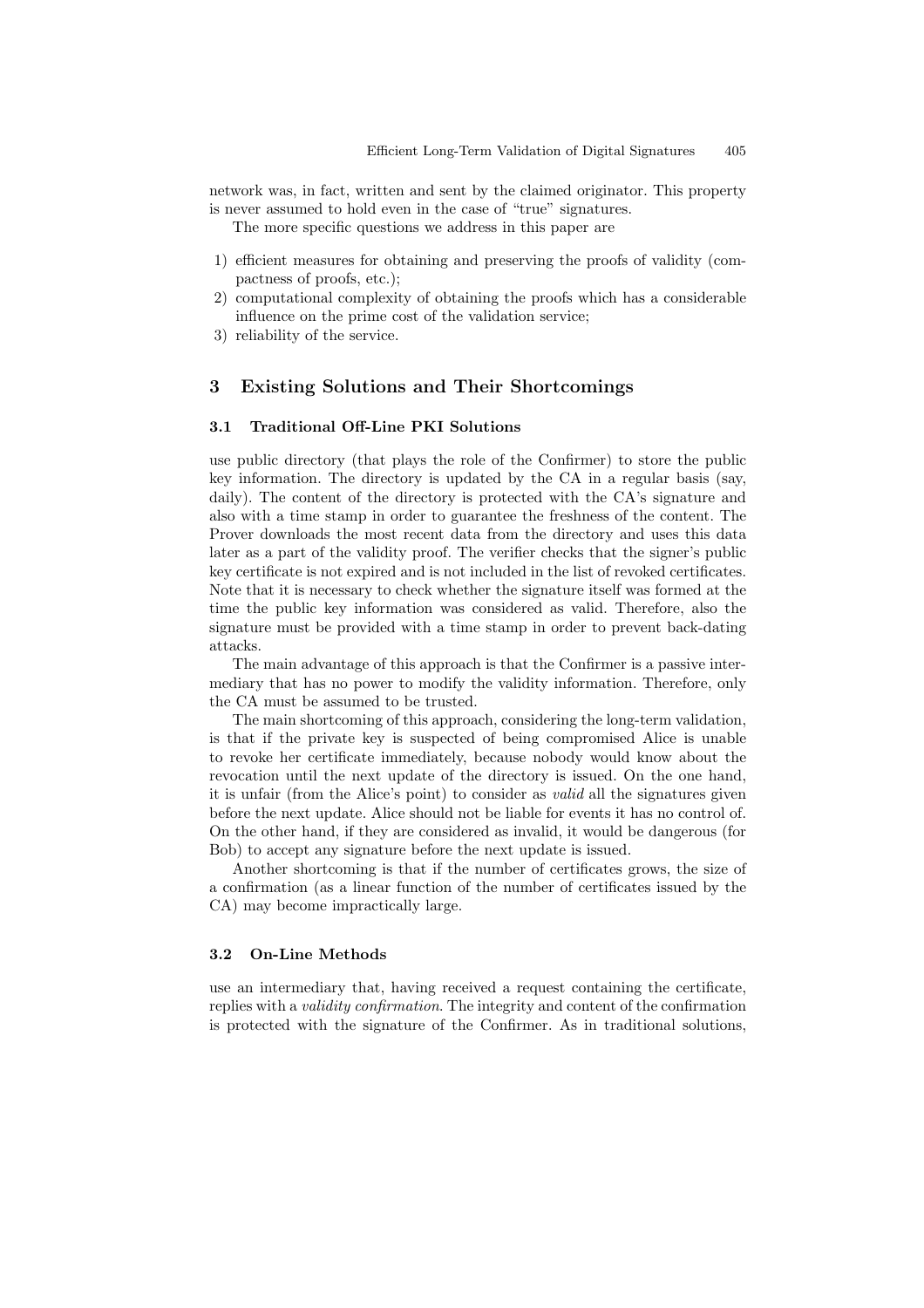network was, in fact, written and sent by the claimed originator. This property is never assumed to hold even in the case of "true" signatures.

The more specific questions we address in this paper are

1) efficient measures for obtaining and preserving the proofs of validity (compactness of proofs, etc.);
2) computational complexity of obtaining the proofs which has a considerable influence on the prime cost of the validation service;
3) reliability of the service.

## 3 Existing Solutions and Their Shortcomings

### 3.1 Traditional Off-Line PKI Solutions

use public directory (that plays the role of the Confirmer) to store the public key information. The directory is updated by the CA in a regular basis (say, daily). The content of the directory is protected with the CA's signature and also with a time stamp in order to guarantee the freshness of the content. The Prover downloads the most recent data from the directory and uses this data later as a part of the validity proof. The verifier checks that the signer's public key certificate is not expired and is not included in the list of revoked certificates. Note that it is necessary to check whether the signature itself was formed at the time the public key information was considered as valid. Therefore, also the signature must be provided with a time stamp in order to prevent back-dating attacks.

The main advantage of this approach is that the Confirmer is a passive intermediary that has no power to modify the validity information. Therefore, only the CA must be assumed to be trusted.

The main shortcoming of this approach, considering the long-term validation, is that if the private key is suspected of being compromised Alice is unable to revoke her certificate immediately, because nobody would know about the revocation until the next update of the directory is issued. On the one hand, it is unfair (from the Alice's point) to consider as *valid* all the signatures given before the next update. Alice should not be liable for events it has no control of. On the other hand, if they are considered as invalid, it would be dangerous (for Bob) to accept any signature before the next update is issued.

Another shortcoming is that if the number of certificates grows, the size of a confirmation (as a linear function of the number of certificates issued by the CA) may become impractically large.

### 3.2 On-Line Methods

use an intermediary that, having received a request containing the certificate, replies with a *validity confirmation*. The integrity and content of the confirmation is protected with the signature of the Confirmer. As in traditional solutions,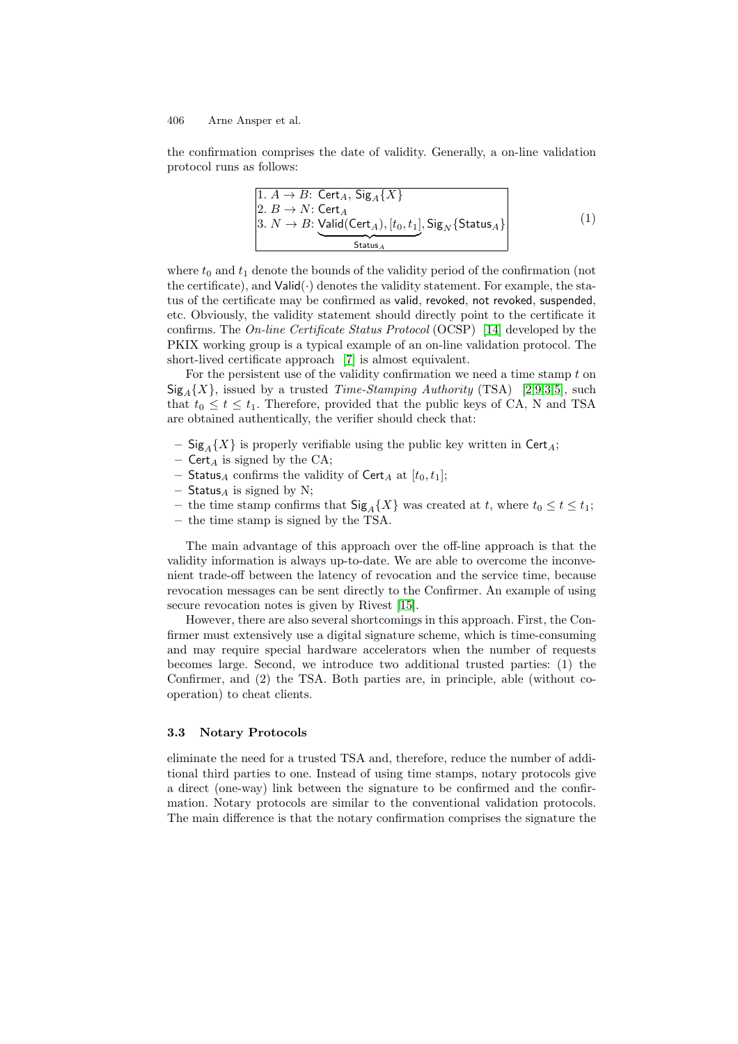the confirmation comprises the date of validity. Generally, a on-line validation protocol runs as follows:

$$
\begin{array}{|l|}
\hline
1.\ A \to B\text{: } \mathsf{Cert}_A,\ \mathsf{Sig}_A\{X\} \\
2.\ B \to N\text{: } \mathsf{Cert}_A \\
3.\ N \to B\text{: } \underbrace{\mathsf{Valid}(\mathsf{Cert}_A), [t_0, t_1]}_{\mathsf{Status}_A}, \mathsf{Sig}_N\{\mathsf{Status}_A\} \\
\hline
\end{array}
\qquad (1)
$$

where $t_0$ and $t_1$ denote the bounds of the validity period of the confirmation (not the certificate), and $\mathsf{Valid}(\cdot)$ denotes the validity statement. For example, the status of the certificate may be confirmed as valid, revoked, not revoked, suspended, etc. Obviously, the validity statement should directly point to the certificate it confirms. The *On-line Certificate Status Protocol* (OCSP) [14] developed by the PKIX working group is a typical example of an on-line validation protocol. The short-lived certificate approach [7] is almost equivalent.

For the persistent use of the validity confirmation we need a time stamp $t$ on $\mathsf{Sig}_A\{X\}$, issued by a trusted *Time-Stamping Authority* (TSA) [2,9,3,5], such that $t_0 \leq t \leq t_1$. Therefore, provided that the public keys of CA, N and TSA are obtained authentically, the verifier should check that:

- $\mathsf{Sig}_A\{X\}$ is properly verifiable using the public key written in $\mathsf{Cert}_A$;
- $\mathsf{Cert}_A$ is signed by the CA;
- $\mathsf{Status}_A$ confirms the validity of $\mathsf{Cert}_A$ at $[t_0, t_1]$;
- $\mathsf{Status}_A$ is signed by N;
- the time stamp confirms that $\mathsf{Sig}_A\{X\}$ was created at $t$, where $t_0 \leq t \leq t_1$;
- the time stamp is signed by the TSA.

The main advantage of this approach over the off-line approach is that the validity information is always up-to-date. We are able to overcome the inconvenient trade-off between the latency of revocation and the service time, because revocation messages can be sent directly to the Confirmer. An example of using secure revocation notes is given by Rivest [15].

However, there are also several shortcomings in this approach. First, the Confirmer must extensively use a digital signature scheme, which is time-consuming and may require special hardware accelerators when the number of requests becomes large. Second, we introduce two additional trusted parties: (1) the Confirmer, and (2) the TSA. Both parties are, in principle, able (without cooperation) to cheat clients.

### 3.3 Notary Protocols

eliminate the need for a trusted TSA and, therefore, reduce the number of additional third parties to one. Instead of using time stamps, notary protocols give a direct (one-way) link between the signature to be confirmed and the confirmation. Notary protocols are similar to the conventional validation protocols. The main difference is that the notary confirmation comprises the signature the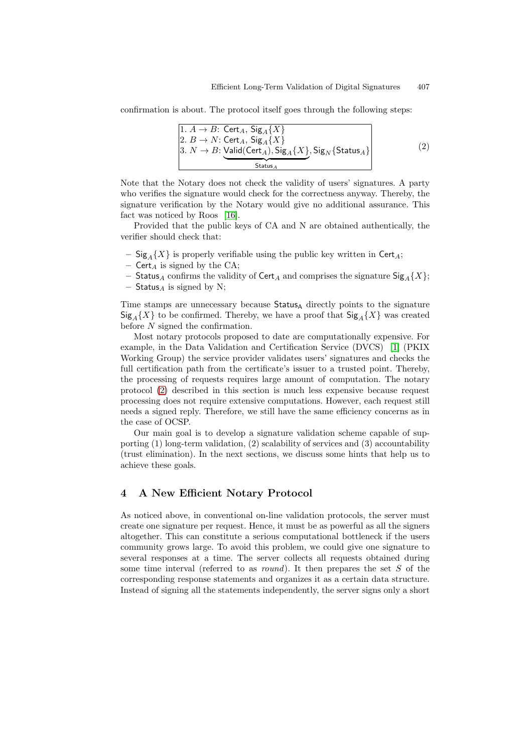confirmation is about. The protocol itself goes through the following steps:

$$
\begin{array}{|l|}
\hline
1.\ A \rightarrow B\text{: } \mathsf{Cert}_A,\ \mathsf{Sig}_A\{X\} \\
2.\ B \rightarrow N\text{: } \mathsf{Cert}_A,\ \mathsf{Sig}_A\{X\} \\
3.\ N \rightarrow B\text{: } \underbrace{\mathsf{Valid}(\mathsf{Cert}_A), \mathsf{Sig}_A\{X\}}_{\mathsf{Status}_A}, \mathsf{Sig}_N\{\mathsf{Status}_A\} \\
\hline
\end{array}
\tag{2}
$$

Note that the Notary does not check the validity of users' signatures. A party who verifies the signature would check for the correctness anyway. Thereby, the signature verification by the Notary would give no additional assurance. This fact was noticed by Roos [16].

Provided that the public keys of CA and N are obtained authentically, the verifier should check that:

- $\mathsf{Sig}_A\{X\}$ is properly verifiable using the public key written in $\mathsf{Cert}_A$;
- $\mathsf{Cert}_A$ is signed by the CA;
- $\mathsf{Status}_A$ confirms the validity of $\mathsf{Cert}_A$ and comprises the signature $\mathsf{Sig}_A\{X\}$;
- $\mathsf{Status}_A$ is signed by N;

Time stamps are unnecessary because $\mathsf{Status}_\mathsf{A}$ directly points to the signature $\mathsf{Sig}_A\{X\}$ to be confirmed. Thereby, we have a proof that $\mathsf{Sig}_A\{X\}$ was created before $N$ signed the confirmation.

Most notary protocols proposed to date are computationally expensive. For example, in the Data Validation and Certification Service (DVCS) [1] (PKIX Working Group) the service provider validates users' signatures and checks the full certification path from the certificate's issuer to a trusted point. Thereby, the processing of requests requires large amount of computation. The notary protocol (2) described in this section is much less expensive because request processing does not require extensive computations. However, each request still needs a signed reply. Therefore, we still have the same efficiency concerns as in the case of OCSP.

Our main goal is to develop a signature validation scheme capable of supporting (1) long-term validation, (2) scalability of services and (3) accountability (trust elimination). In the next sections, we discuss some hints that help us to achieve these goals.

## 4 A New Efficient Notary Protocol

As noticed above, in conventional on-line validation protocols, the server must create one signature per request. Hence, it must be as powerful as all the signers altogether. This can constitute a serious computational bottleneck if the users community grows large. To avoid this problem, we could give one signature to several responses at a time. The server collects all requests obtained during some time interval (referred to as *round*). It then prepares the set $S$ of the corresponding response statements and organizes it as a certain data structure. Instead of signing all the statements independently, the server signs only a short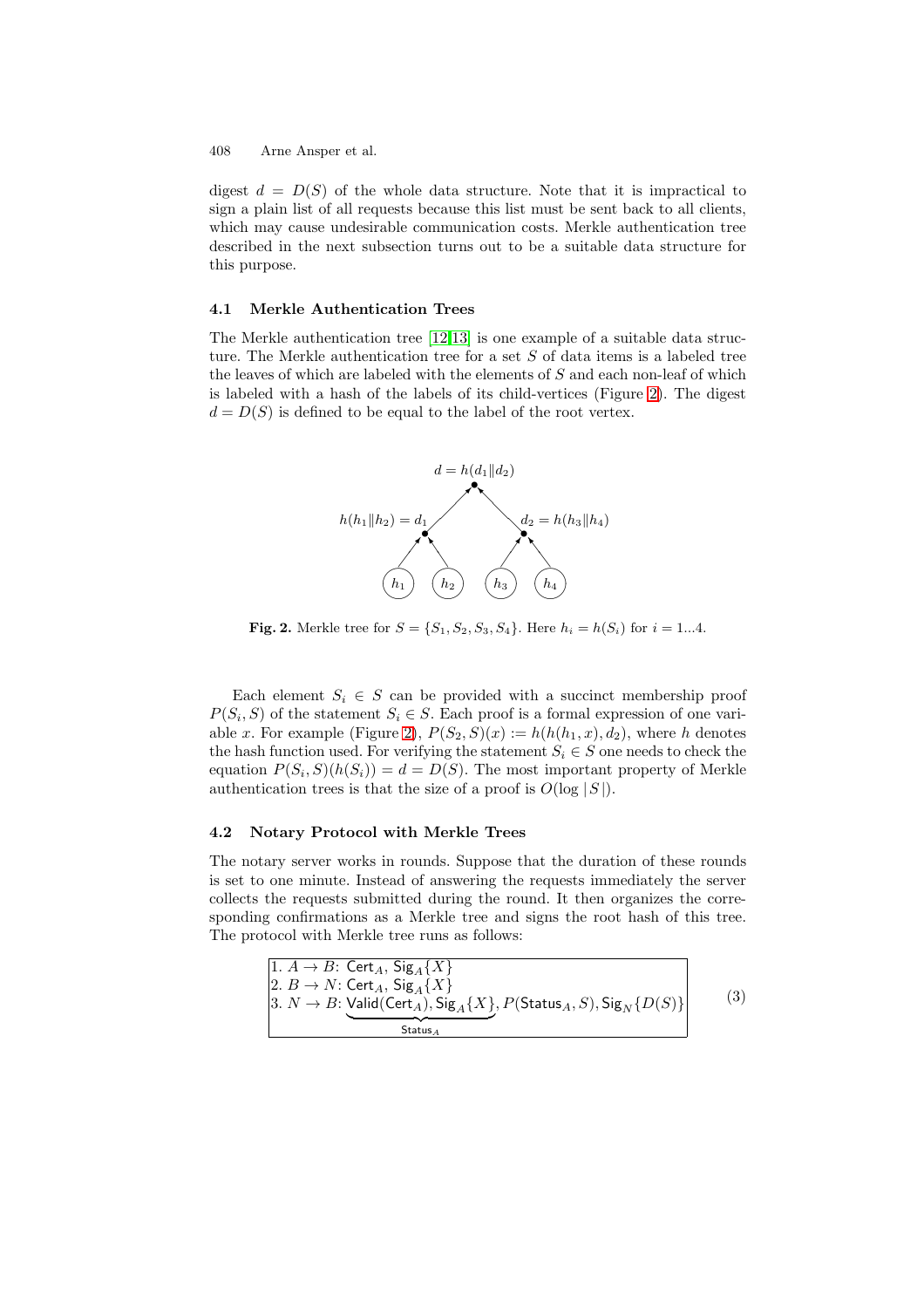digest $d = D(S)$ of the whole data structure. Note that it is impractical to sign a plain list of all requests because this list must be sent back to all clients, which may cause undesirable communication costs. Merkle authentication tree described in the next subsection turns out to be a suitable data structure for this purpose.

### 4.1 Merkle Authentication Trees

The Merkle authentication tree [12,13] is one example of a suitable data structure. The Merkle authentication tree for a set $S$ of data items is a labeled tree the leaves of which are labeled with the elements of $S$ and each non-leaf of which is labeled with a hash of the labels of its child-vertices (Figure 2). The digest $d = D(S)$ is defined to be equal to the label of the root vertex.

$$d = h(d_1 \| d_2)$$

$$h(h_1 \| h_2) = d_1 \qquad d_2 = h(h_3 \| h_4)$$

$$h_1 \quad h_2 \quad h_3 \quad h_4$$

**Fig. 2.** Merkle tree for $S = \{S_1, S_2, S_3, S_4\}$. Here $h_i = h(S_i)$ for $i = 1...4$.

Each element $S_i \in S$ can be provided with a succinct membership proof $P(S_i, S)$ of the statement $S_i \in S$. Each proof is a formal expression of one variable $x$. For example (Figure 2), $P(S_2, S)(x) := h(h(h_1, x), d_2)$, where $h$ denotes the hash function used. For verifying the statement $S_i \in S$ one needs to check the equation $P(S_i, S)(h(S_i)) = d = D(S)$. The most important property of Merkle authentication trees is that the size of a proof is $O(\log |S|)$.

### 4.2 Notary Protocol with Merkle Trees

The notary server works in rounds. Suppose that the duration of these rounds is set to one minute. Instead of answering the requests immediately the server collects the requests submitted during the round. It then organizes the corresponding confirmations as a Merkle tree and signs the root hash of this tree. The protocol with Merkle tree runs as follows:

$$\begin{array}{|l|}
\hline
1.\ A \rightarrow B\text{: } \mathsf{Cert}_A,\ \mathsf{Sig}_A\{X\} \\
2.\ B \rightarrow N\text{: } \mathsf{Cert}_A,\ \mathsf{Sig}_A\{X\} \\
3.\ N \rightarrow B\text{: } \underbrace{\mathsf{Valid}(\mathsf{Cert}_A), \mathsf{Sig}_A\{X\}}_{\mathsf{Status}_A}, P(\mathsf{Status}_A, S), \mathsf{Sig}_N\{D(S)\} \\
\hline
\end{array} \quad (3)$$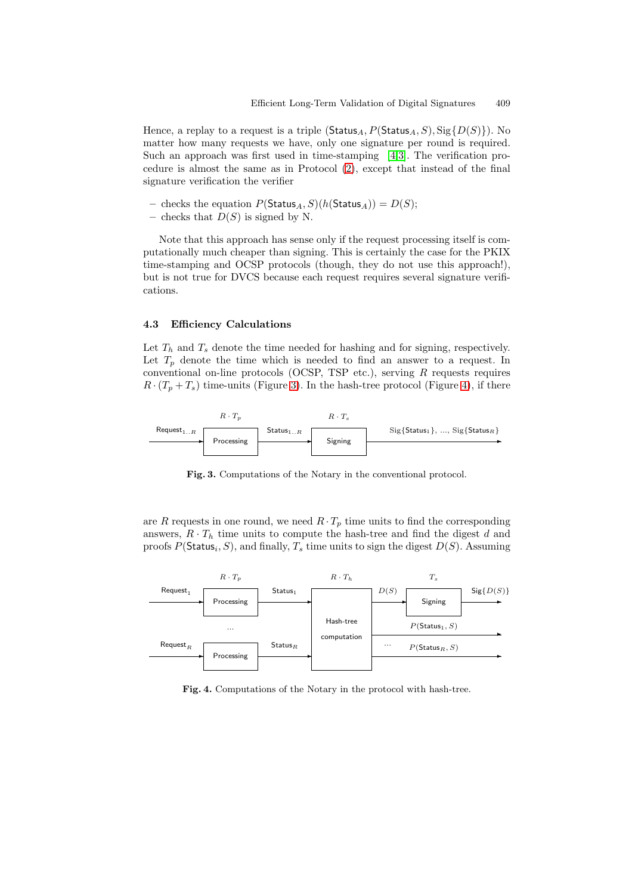Hence, a replay to a request is a triple $(\mathsf{Status}_A, P(\mathsf{Status}_A, S), \mathrm{Sig}\{D(S)\})$. No matter how many requests we have, only one signature per round is required. Such an approach was first used in time-stamping [4,3]. The verification procedure is almost the same as in Protocol (2), except that instead of the final signature verification the verifier

- checks the equation $P(\mathsf{Status}_A, S)(h(\mathsf{Status}_A)) = D(S)$;
- checks that $D(S)$ is signed by N.

Note that this approach has sense only if the request processing itself is computationally much cheaper than signing. This is certainly the case for the PKIX time-stamping and OCSP protocols (though, they do not use this approach!), but is not true for DVCS because each request requires several signature verifications.

### 4.3 Efficiency Calculations

Let $T_h$ and $T_s$ denote the time needed for hashing and for signing, respectively. Let $T_p$ denote the time which is needed to find an answer to a request. In conventional on-line protocols (OCSP, TSP etc.), serving $R$ requests requires $R \cdot (T_p + T_s)$ time-units (Figure 3). In the hash-tree protocol (Figure 4), if there are $R$ requests in one round, we need $R \cdot T_p$ time units to find the corresponding answers, $R \cdot T_h$ time units to compute the hash-tree and find the digest $d$ and proofs $P(\mathsf{Status}_i, S)$, and finally, $T_s$ time units to sign the digest $D(S)$. Assuming

**Fig. 3.** Computations of the Notary in the conventional protocol.

**Fig. 4.** Computations of the Notary in the protocol with hash-tree.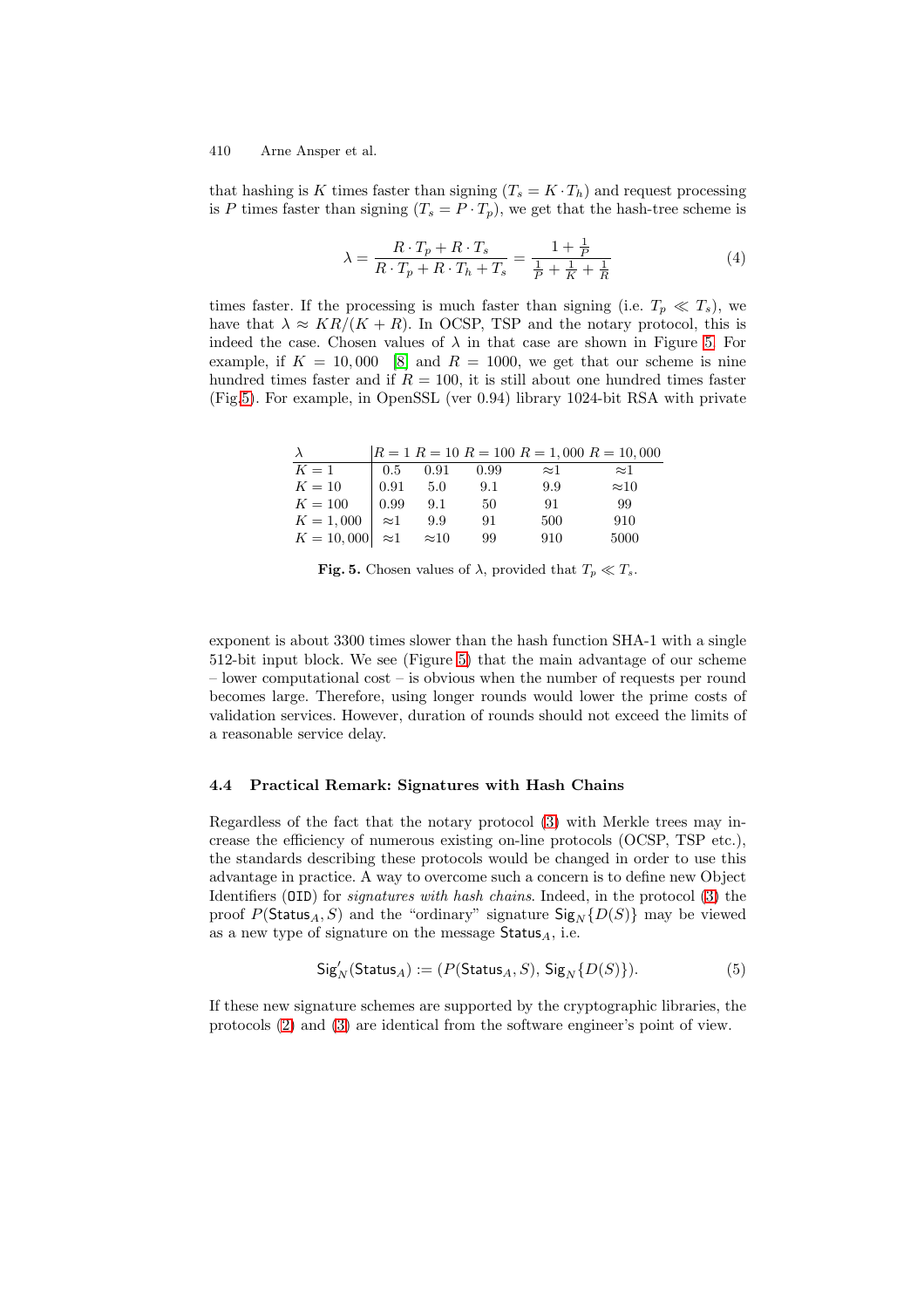that hashing is $K$ times faster than signing ($T_s = K \cdot T_h$) and request processing is $P$ times faster than signing ($T_s = P \cdot T_p$), we get that the hash-tree scheme is

$$\lambda = \frac{R \cdot T_p + R \cdot T_s}{R \cdot T_p + R \cdot T_h + T_s} = \frac{1 + \frac{1}{P}}{\frac{1}{P} + \frac{1}{K} + \frac{1}{R}} \tag{4}$$

times faster. If the processing is much faster than signing (i.e. $T_p \ll T_s$), we have that $\lambda \approx KR/(K + R)$. In OCSP, TSP and the notary protocol, this is indeed the case. Chosen values of $\lambda$ in that case are shown in Figure 5. For example, if $K = 10,000$ [8] and $R = 1000$, we get that our scheme is nine hundred times faster and if $R = 100$, it is still about one hundred times faster (Fig.5). For example, in OpenSSL (ver 0.94) library 1024-bit RSA with private exponent is about 3300 times slower than the hash function SHA-1 with a single 512-bit input block. We see (Figure 5) that the main advantage of our scheme – lower computational cost – is obvious when the number of requests per round becomes large. Therefore, using longer rounds would lower the prime costs of validation services. However, duration of rounds should not exceed the limits of a reasonable service delay.

| $\lambda$ | $R = 1$ | $R = 10$ | $R = 100$ | $R = 1,000$ | $R = 10,000$ |
|---|---|---|---|---|---|
| $K = 1$ | 0.5 | 0.91 | 0.99 | $\approx$1 | $\approx$1 |
| $K = 10$ | 0.91 | 5.0 | 9.1 | 9.9 | $\approx$10 |
| $K = 100$ | 0.99 | 9.1 | 50 | 91 | 99 |
| $K = 1,000$ | $\approx$1 | 9.9 | 91 | 500 | 910 |
| $K = 10,000$ | $\approx$1 | $\approx$10 | 99 | 910 | 5000 |

**Fig. 5.** Chosen values of $\lambda$, provided that $T_p \ll T_s$.

### 4.4 Practical Remark: Signatures with Hash Chains

Regardless of the fact that the notary protocol (3) with Merkle trees may increase the efficiency of numerous existing on-line protocols (OCSP, TSP etc.), the standards describing these protocols would be changed in order to use this advantage in practice. A way to overcome such a concern is to define new Object Identifiers (`OID`) for *signatures with hash chains*. Indeed, in the protocol (3) the proof $P(\mathsf{Status}_A, S)$ and the "ordinary" signature $\mathsf{Sig}_N\{D(S)\}$ may be viewed as a new type of signature on the message $\mathsf{Status}_A$, i.e.

$$\mathsf{Sig}'_N(\mathsf{Status}_A) := (P(\mathsf{Status}_A, S),\, \mathsf{Sig}_N\{D(S)\}). \tag{5}$$

If these new signature schemes are supported by the cryptographic libraries, the protocols (2) and (3) are identical from the software engineer's point of view.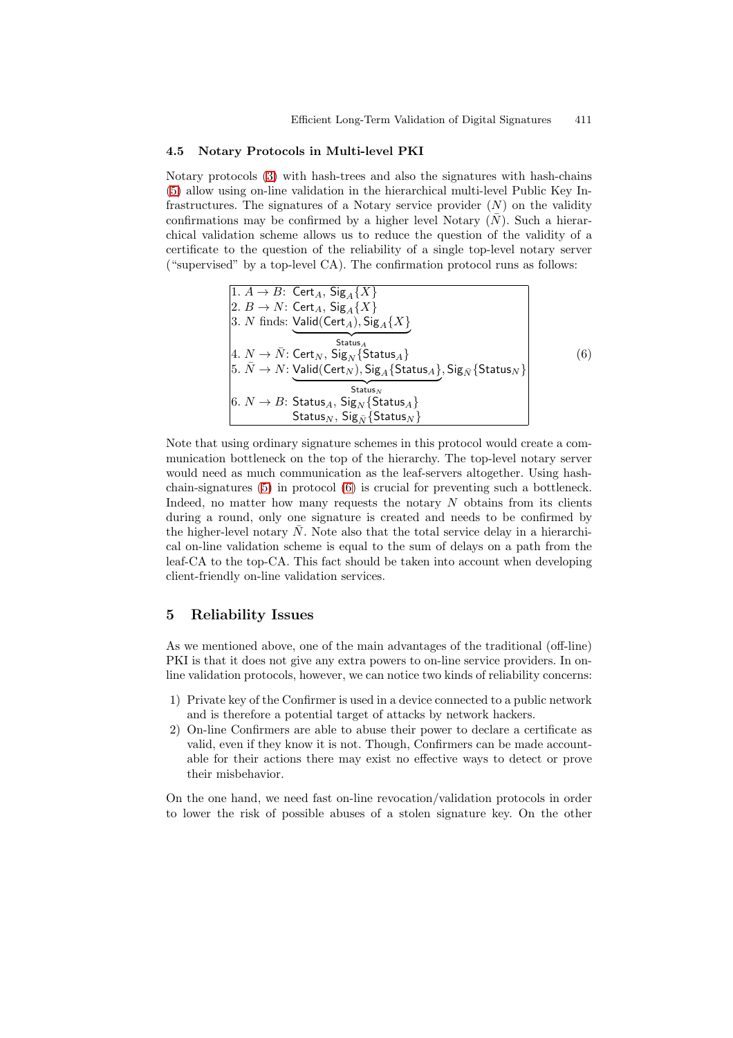### 4.5 Notary Protocols in Multi-level PKI

Notary protocols (3) with hash-trees and also the signatures with hash-chains (5) allow using on-line validation in the hierarchical multi-level Public Key Infrastructures. The signatures of a Notary service provider ($N$) on the validity confirmations may be confirmed by a higher level Notary ($\bar{N}$). Such a hierarchical validation scheme allows us to reduce the question of the validity of a certificate to the question of the reliability of a single top-level notary server ("supervised" by a top-level CA). The confirmation protocol runs as follows:

$$
\begin{array}{|ll|}
\hline
1.\ A \to B\text{:} & \mathsf{Cert}_A,\ \mathsf{Sig}_A\{X\} \\
2.\ B \to N\text{:} & \mathsf{Cert}_A,\ \mathsf{Sig}_A\{X\} \\
3.\ N \text{ finds:} & \underbrace{\mathsf{Valid}(\mathsf{Cert}_A), \mathsf{Sig}_A\{X\}}_{\mathsf{Status}_A} \\
4.\ N \to \bar{N}\text{:} & \mathsf{Cert}_N,\ \mathsf{Sig}_N\{\mathsf{Status}_A\} \\
5.\ \bar{N} \to N\text{:} & \underbrace{\mathsf{Valid}(\mathsf{Cert}_N), \mathsf{Sig}_A\{\mathsf{Status}_A\}}_{\mathsf{Status}_N}, \mathsf{Sig}_{\bar{N}}\{\mathsf{Status}_N\} \\
6.\ N \to B\text{:} & \mathsf{Status}_A,\ \mathsf{Sig}_N\{\mathsf{Status}_A\} \\
 & \mathsf{Status}_N,\ \mathsf{Sig}_{\bar{N}}\{\mathsf{Status}_N\} \\
\hline
\end{array}
\tag{6}
$$

Note that using ordinary signature schemes in this protocol would create a communication bottleneck on the top of the hierarchy. The top-level notary server would need as much communication as the leaf-servers altogether. Using hash-chain-signatures (5) in protocol (6) is crucial for preventing such a bottleneck. Indeed, no matter how many requests the notary $N$ obtains from its clients during a round, only one signature is created and needs to be confirmed by the higher-level notary $\bar{N}$. Note also that the total service delay in a hierarchical on-line validation scheme is equal to the sum of delays on a path from the leaf-CA to the top-CA. This fact should be taken into account when developing client-friendly on-line validation services.

## 5 Reliability Issues

As we mentioned above, one of the main advantages of the traditional (off-line) PKI is that it does not give any extra powers to on-line service providers. In on-line validation protocols, however, we can notice two kinds of reliability concerns:

1) Private key of the Confirmer is used in a device connected to a public network and is therefore a potential target of attacks by network hackers.
2) On-line Confirmers are able to abuse their power to declare a certificate as valid, even if they know it is not. Though, Confirmers can be made accountable for their actions there may exist no effective ways to detect or prove their misbehavior.

On the one hand, we need fast on-line revocation/validation protocols in order to lower the risk of possible abuses of a stolen signature key. On the other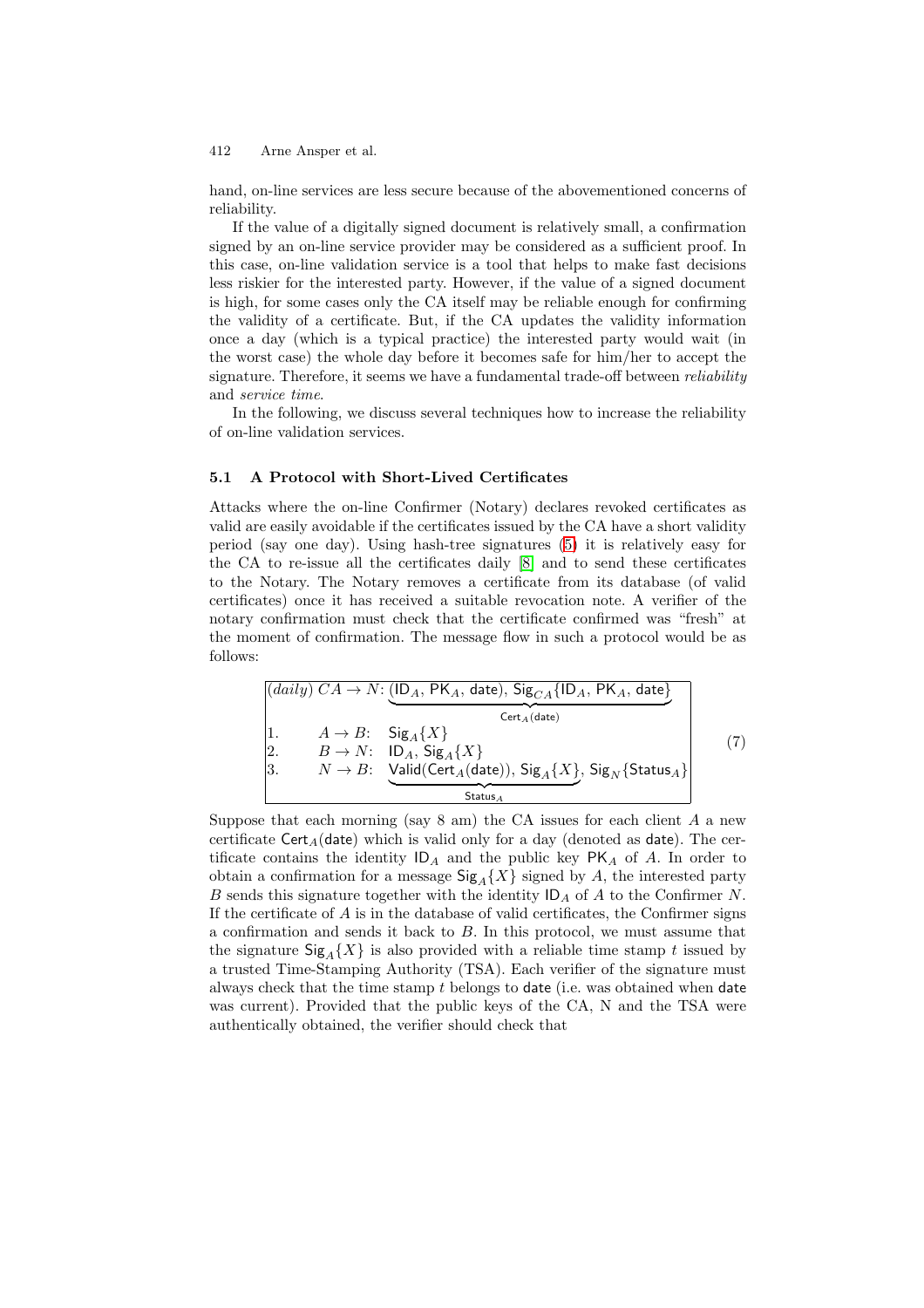hand, on-line services are less secure because of the abovementioned concerns of reliability.

If the value of a digitally signed document is relatively small, a confirmation signed by an on-line service provider may be considered as a sufficient proof. In this case, on-line validation service is a tool that helps to make fast decisions less riskier for the interested party. However, if the value of a signed document is high, for some cases only the CA itself may be reliable enough for confirming the validity of a certificate. But, if the CA updates the validity information once a day (which is a typical practice) the interested party would wait (in the worst case) the whole day before it becomes safe for him/her to accept the signature. Therefore, it seems we have a fundamental trade-off between *reliability* and *service time*.

In the following, we discuss several techniques how to increase the reliability of on-line validation services.

### 5.1 A Protocol with Short-Lived Certificates

Attacks where the on-line Confirmer (Notary) declares revoked certificates as valid are easily avoidable if the certificates issued by the CA have a short validity period (say one day). Using hash-tree signatures (5) it is relatively easy for the CA to re-issue all the certificates daily [8] and to send these certificates to the Notary. The Notary removes a certificate from its database (of valid certificates) once it has received a suitable revocation note. A verifier of the notary confirmation must check that the certificate confirmed was "fresh" at the moment of confirmation. The message flow in such a protocol would be as follows:

$$
\begin{array}{|lll|}
\hline
(daily)\ CA \to N: & \multicolumn{2}{l|}{\underbrace{(\mathsf{ID}_A,\ \mathsf{PK}_A,\ \mathsf{date}),\ \mathsf{Sig}_{CA}\{\mathsf{ID}_A,\ \mathsf{PK}_A,\ \mathsf{date}\}}_{\mathsf{Cert}_A(\mathsf{date})}} \\
1. & A \to B: & \mathsf{Sig}_A\{X\} \\
2. & B \to N: & \mathsf{ID}_A,\ \mathsf{Sig}_A\{X\} \\
3. & N \to B: & \underbrace{\mathsf{Valid}(\mathsf{Cert}_A(\mathsf{date})),\ \mathsf{Sig}_A\{X\}}_{\mathsf{Status}_A},\ \mathsf{Sig}_N\{\mathsf{Status}_A\} \\
\hline
\end{array}
\qquad (7)
$$

Suppose that each morning (say 8 am) the CA issues for each client $A$ a new certificate $\mathsf{Cert}_A(\mathsf{date})$ which is valid only for a day (denoted as $\mathsf{date}$). The certificate contains the identity $\mathsf{ID}_A$ and the public key $\mathsf{PK}_A$ of $A$. In order to obtain a confirmation for a message $\mathsf{Sig}_A\{X\}$ signed by $A$, the interested party $B$ sends this signature together with the identity $\mathsf{ID}_A$ of $A$ to the Confirmer $N$. If the certificate of $A$ is in the database of valid certificates, the Confirmer signs a confirmation and sends it back to $B$. In this protocol, we must assume that the signature $\mathsf{Sig}_A\{X\}$ is also provided with a reliable time stamp $t$ issued by a trusted Time-Stamping Authority (TSA). Each verifier of the signature must always check that the time stamp $t$ belongs to $\mathsf{date}$ (i.e. was obtained when $\mathsf{date}$ was current). Provided that the public keys of the CA, N and the TSA were authentically obtained, the verifier should check that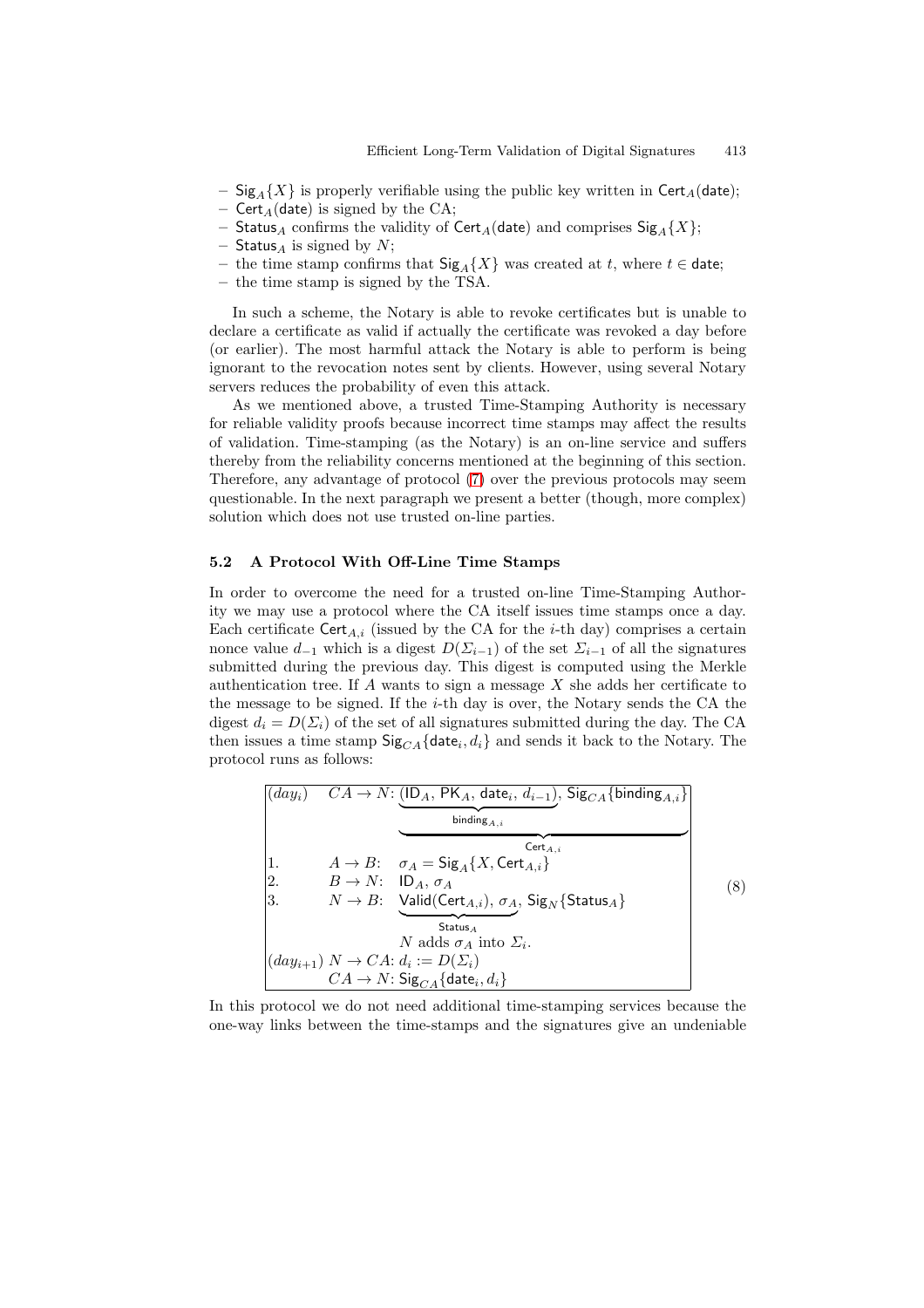- $\mathsf{Sig}_A\{X\}$ is properly verifiable using the public key written in $\mathsf{Cert}_A(\mathsf{date})$;
- $\mathsf{Cert}_A(\mathsf{date})$ is signed by the CA;
- $\mathsf{Status}_A$ confirms the validity of $\mathsf{Cert}_A(\mathsf{date})$ and comprises $\mathsf{Sig}_A\{X\}$;
- $\mathsf{Status}_A$ is signed by $N$;
- the time stamp confirms that $\mathsf{Sig}_A\{X\}$ was created at $t$, where $t \in \mathsf{date}$;
- the time stamp is signed by the TSA.

In such a scheme, the Notary is able to revoke certificates but is unable to declare a certificate as valid if actually the certificate was revoked a day before (or earlier). The most harmful attack the Notary is able to perform is being ignorant to the revocation notes sent by clients. However, using several Notary servers reduces the probability of even this attack.

As we mentioned above, a trusted Time-Stamping Authority is necessary for reliable validity proofs because incorrect time stamps may affect the results of validation. Time-stamping (as the Notary) is an on-line service and suffers thereby from the reliability concerns mentioned at the beginning of this section. Therefore, any advantage of protocol (7) over the previous protocols may seem questionable. In the next paragraph we present a better (though, more complex) solution which does not use trusted on-line parties.

### 5.2 A Protocol With Off-Line Time Stamps

In order to overcome the need for a trusted on-line Time-Stamping Authority we may use a protocol where the CA itself issues time stamps once a day. Each certificate $\mathsf{Cert}_{A,i}$ (issued by the CA for the $i$-th day) comprises a certain nonce value $d_{-1}$ which is a digest $D(\Sigma_{i-1})$ of the set $\Sigma_{i-1}$ of all the signatures submitted during the previous day. This digest is computed using the Merkle authentication tree. If $A$ wants to sign a message $X$ she adds her certificate to the message to be signed. If the $i$-th day is over, the Notary sends the CA the digest $d_i = D(\Sigma_i)$ of the set of all signatures submitted during the day. The CA then issues a time stamp $\mathsf{Sig}_{CA}\{\mathsf{date}_i, d_i\}$ and sends it back to the Notary. The protocol runs as follows:

$$
\begin{array}{|lll|}
(day_i) & CA \to N\text{:} & \underbrace{\underbrace{(\mathsf{ID}_A,\ \mathsf{PK}_A,\ \mathsf{date}_i,\ d_{i-1})}_{\mathsf{binding}_{A,i}},\ \mathsf{Sig}_{CA}\{\mathsf{binding}_{A,i}\}}_{\mathsf{Cert}_{A,i}} \\
1. & A \to B\text{:} & \sigma_A = \mathsf{Sig}_A\{X, \mathsf{Cert}_{A,i}\} \\
2. & B \to N\text{:} & \mathsf{ID}_A,\ \sigma_A \\
3. & N \to B\text{:} & \underbrace{\mathsf{Valid}(\mathsf{Cert}_{A,i}),\ \sigma_A}_{\mathsf{Status}_A},\ \mathsf{Sig}_N\{\mathsf{Status}_A\} \\
 & & N \text{ adds } \sigma_A \text{ into } \Sigma_i. \\
(day_{i+1}) & N \to CA\text{:} & d_i := D(\Sigma_i) \\
 & CA \to N\text{:} & \mathsf{Sig}_{CA}\{\mathsf{date}_i, d_i\}
\end{array}
\qquad (8)
$$

In this protocol we do not need additional time-stamping services because the one-way links between the time-stamps and the signatures give an undeniable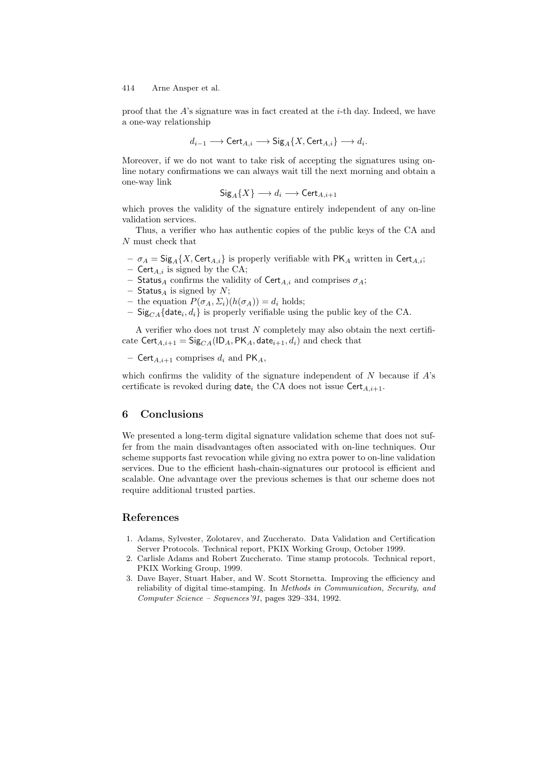proof that the $A$'s signature was in fact created at the $i$-th day. Indeed, we have a one-way relationship

$$d_{i-1} \longrightarrow \mathsf{Cert}_{A,i} \longrightarrow \mathsf{Sig}_A\{X, \mathsf{Cert}_{A,i}\} \longrightarrow d_i.$$

Moreover, if we do not want to take risk of accepting the signatures using on-line notary confirmations we can always wait till the next morning and obtain a one-way link

$$\mathsf{Sig}_A\{X\} \longrightarrow d_i \longrightarrow \mathsf{Cert}_{A,i+1}$$

which proves the validity of the signature entirely independent of any on-line validation services.

Thus, a verifier who has authentic copies of the public keys of the CA and $N$ must check that

- $\sigma_A = \mathsf{Sig}_A\{X, \mathsf{Cert}_{A,i}\}$ is properly verifiable with $\mathsf{PK}_A$ written in $\mathsf{Cert}_{A,i}$;
- $\mathsf{Cert}_{A,i}$ is signed by the CA;
- $\mathsf{Status}_A$ confirms the validity of $\mathsf{Cert}_{A,i}$ and comprises $\sigma_A$;
- $\mathsf{Status}_A$ is signed by $N$;
- the equation $P(\sigma_A, \Sigma_i)(h(\sigma_A)) = d_i$ holds;
- $\mathsf{Sig}_{CA}\{\mathsf{date}_i, d_i\}$ is properly verifiable using the public key of the CA.

A verifier who does not trust $N$ completely may also obtain the next certificate $\mathsf{Cert}_{A,i+1} = \mathsf{Sig}_{CA}(\mathsf{ID}_A, \mathsf{PK}_A, \mathsf{date}_{i+1}, d_i)$ and check that

- $\mathsf{Cert}_{A,i+1}$ comprises $d_i$ and $\mathsf{PK}_A$,

which confirms the validity of the signature independent of $N$ because if $A$'s certificate is revoked during $\mathsf{date}_i$ the CA does not issue $\mathsf{Cert}_{A,i+1}$.

## 6 Conclusions

We presented a long-term digital signature validation scheme that does not suffer from the main disadvantages often associated with on-line techniques. Our scheme supports fast revocation while giving no extra power to on-line validation services. Due to the efficient hash-chain-signatures our protocol is efficient and scalable. One advantage over the previous schemes is that our scheme does not require additional trusted parties.

## References

1. Adams, Sylvester, Zolotarev, and Zuccherato. Data Validation and Certification Server Protocols. Technical report, PKIX Working Group, October 1999.
2. Carlisle Adams and Robert Zuccherato. Time stamp protocols. Technical report, PKIX Working Group, 1999.
3. Dave Bayer, Stuart Haber, and W. Scott Stornetta. Improving the efficiency and reliability of digital time-stamping. In *Methods in Communication, Security, and Computer Science – Sequences'91*, pages 329–334, 1992.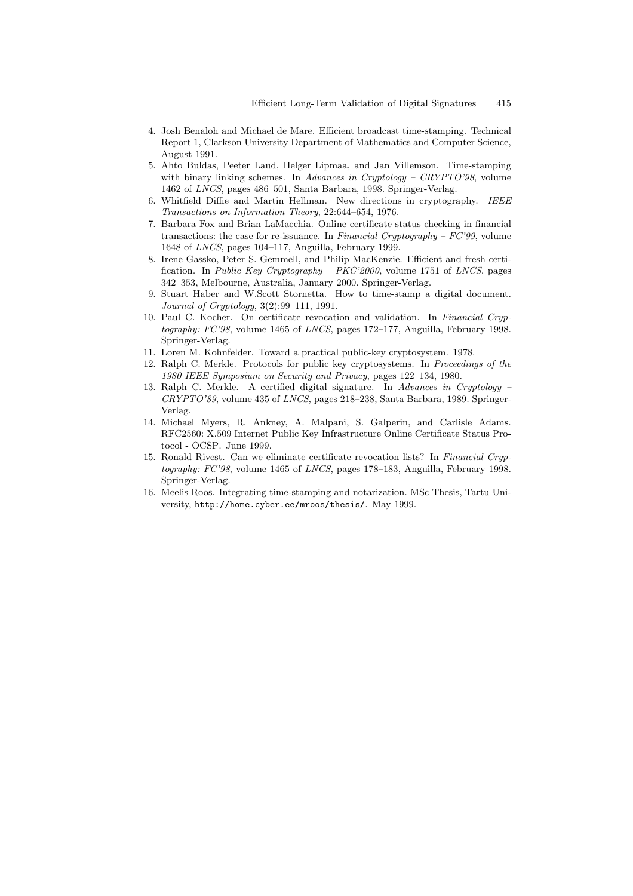4. Josh Benaloh and Michael de Mare. Efficient broadcast time-stamping. Technical Report 1, Clarkson University Department of Mathematics and Computer Science, August 1991.
5. Ahto Buldas, Peeter Laud, Helger Lipmaa, and Jan Villemson. Time-stamping with binary linking schemes. In *Advances in Cryptology – CRYPTO'98*, volume 1462 of *LNCS*, pages 486–501, Santa Barbara, 1998. Springer-Verlag.
6. Whitfield Diffie and Martin Hellman. New directions in cryptography. *IEEE Transactions on Information Theory*, 22:644–654, 1976.
7. Barbara Fox and Brian LaMacchia. Online certificate status checking in financial transactions: the case for re-issuance. In *Financial Cryptography – FC'99*, volume 1648 of *LNCS*, pages 104–117, Anguilla, February 1999.
8. Irene Gassko, Peter S. Gemmell, and Philip MacKenzie. Efficient and fresh certification. In *Public Key Cryptography – PKC'2000*, volume 1751 of *LNCS*, pages 342–353, Melbourne, Australia, January 2000. Springer-Verlag.
9. Stuart Haber and W.Scott Stornetta. How to time-stamp a digital document. *Journal of Cryptology*, 3(2):99–111, 1991.
10. Paul C. Kocher. On certificate revocation and validation. In *Financial Cryptography: FC'98*, volume 1465 of *LNCS*, pages 172–177, Anguilla, February 1998. Springer-Verlag.
11. Loren M. Kohnfelder. Toward a practical public-key cryptosystem. 1978.
12. Ralph C. Merkle. Protocols for public key cryptosystems. In *Proceedings of the 1980 IEEE Symposium on Security and Privacy*, pages 122–134, 1980.
13. Ralph C. Merkle. A certified digital signature. In *Advances in Cryptology – CRYPTO'89*, volume 435 of *LNCS*, pages 218–238, Santa Barbara, 1989. Springer-Verlag.
14. Michael Myers, R. Ankney, A. Malpani, S. Galperin, and Carlisle Adams. RFC2560: X.509 Internet Public Key Infrastructure Online Certificate Status Protocol - OCSP. June 1999.
15. Ronald Rivest. Can we eliminate certificate revocation lists? In *Financial Cryptography: FC'98*, volume 1465 of *LNCS*, pages 178–183, Anguilla, February 1998. Springer-Verlag.
16. Meelis Roos. Integrating time-stamping and notarization. MSc Thesis, Tartu University, `http://home.cyber.ee/mroos/thesis/`. May 1999.